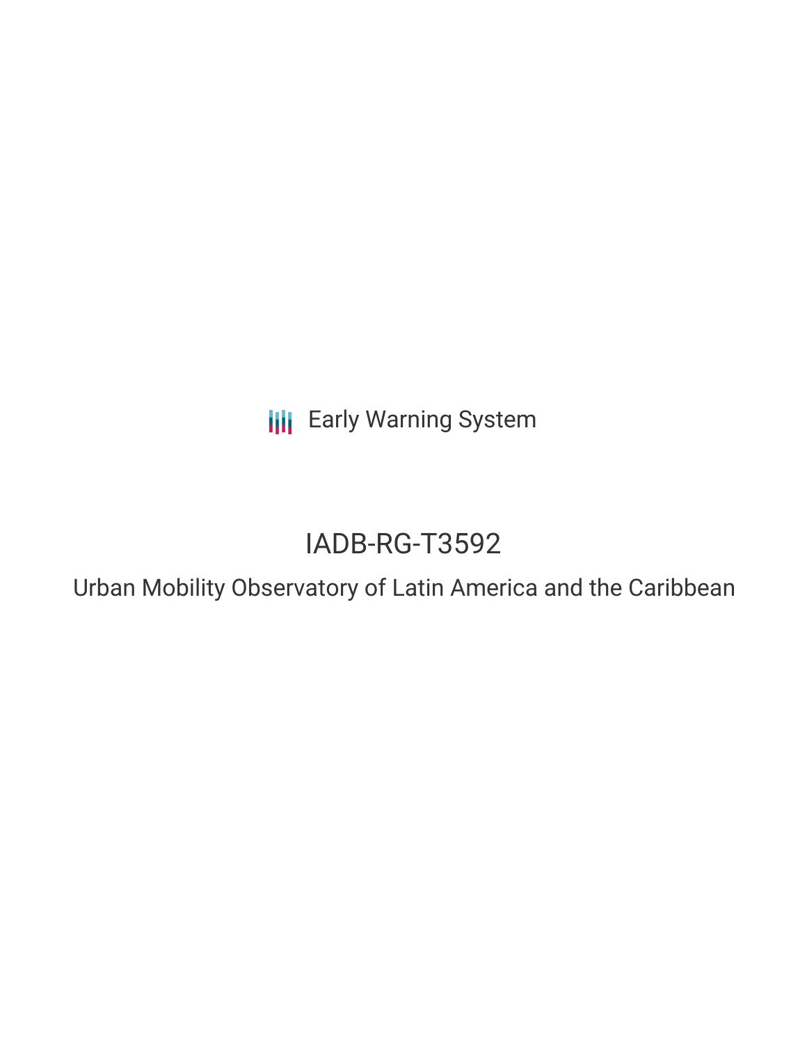Early Warning System

# IADB-RG-T3592

## Urban Mobility Observatory of Latin America and the Caribbean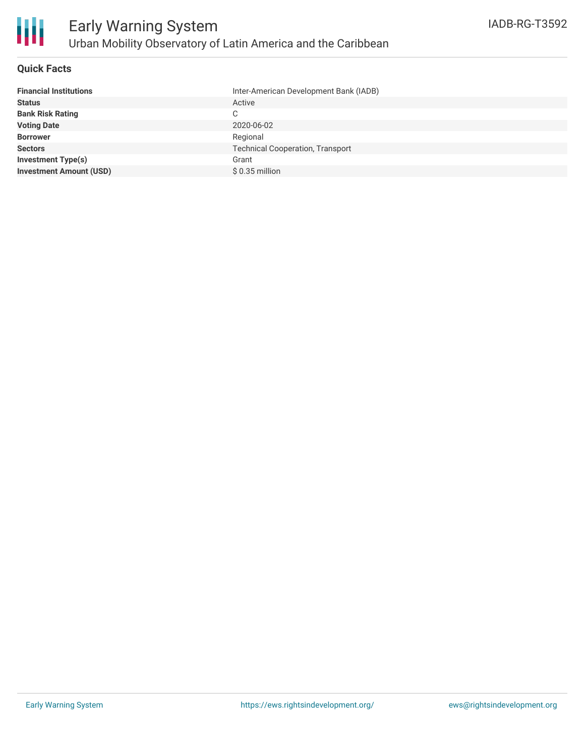# Early Warning System

## Urban Mobility Observatory of Latin America and the Caribbean

IADB-RG-T3592

### Quick Facts

| | |
|---|---|
| **Financial Institutions** | Inter-American Development Bank (IADB) |
| **Status** | Active |
| **Bank Risk Rating** | C |
| **Voting Date** | 2020-06-02 |
| **Borrower** | Regional |
| **Sectors** | Technical Cooperation, Transport |
| **Investment Type(s)** | Grant |
| **Investment Amount (USD)** | $ 0.35 million |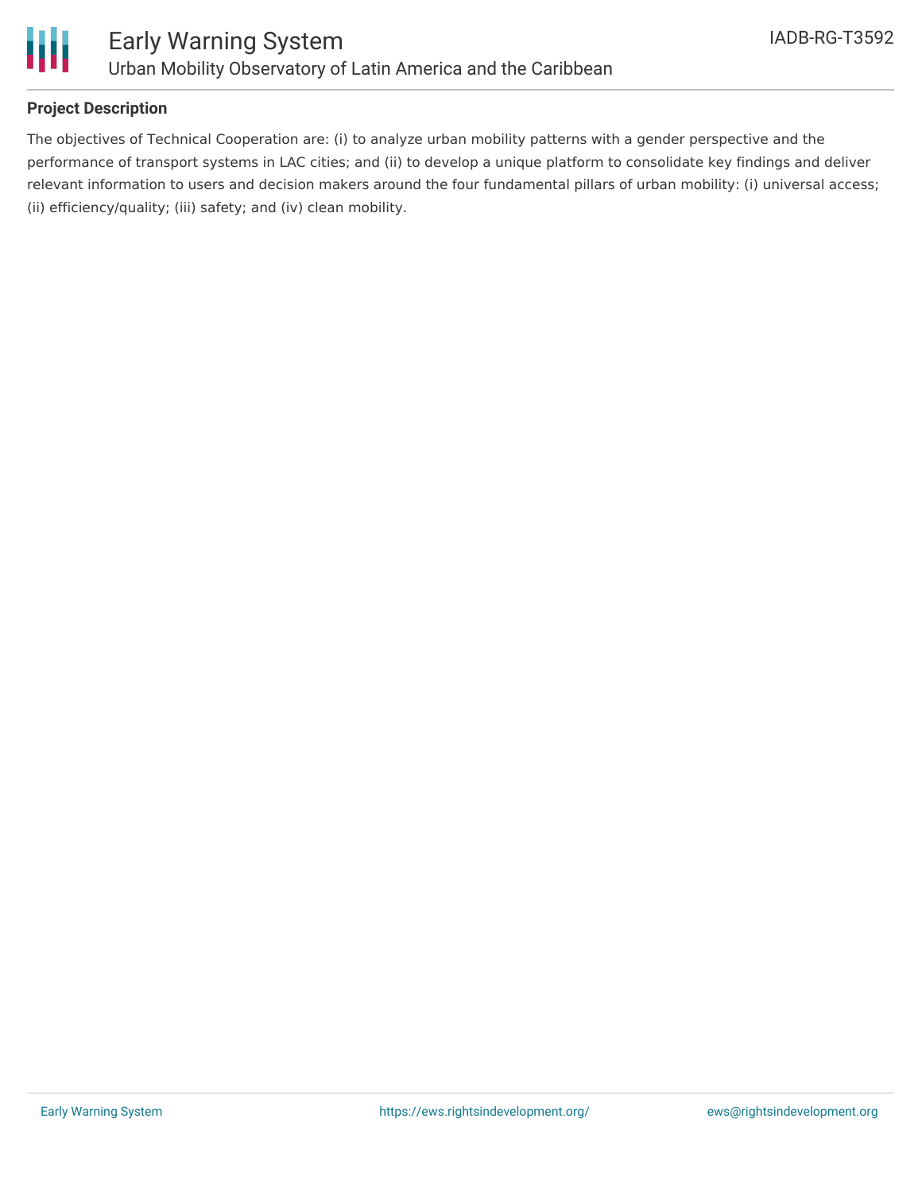## Project Description

The objectives of Technical Cooperation are: (i) to analyze urban mobility patterns with a gender perspective and the performance of transport systems in LAC cities; and (ii) to develop a unique platform to consolidate key findings and deliver relevant information to users and decision makers around the four fundamental pillars of urban mobility: (i) universal access; (ii) efficiency/quality; (iii) safety; and (iv) clean mobility.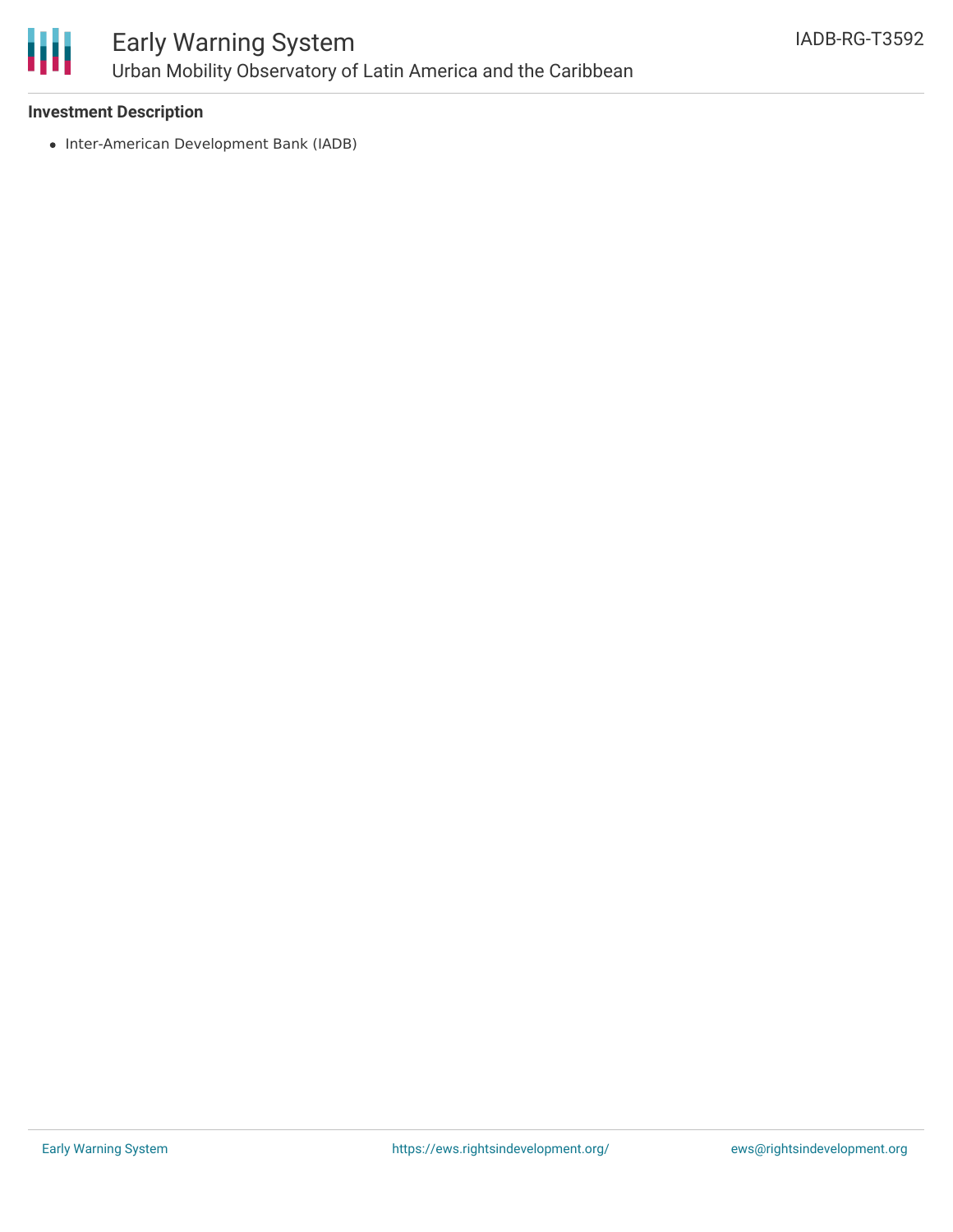**Investment Description**

- Inter-American Development Bank (IADB)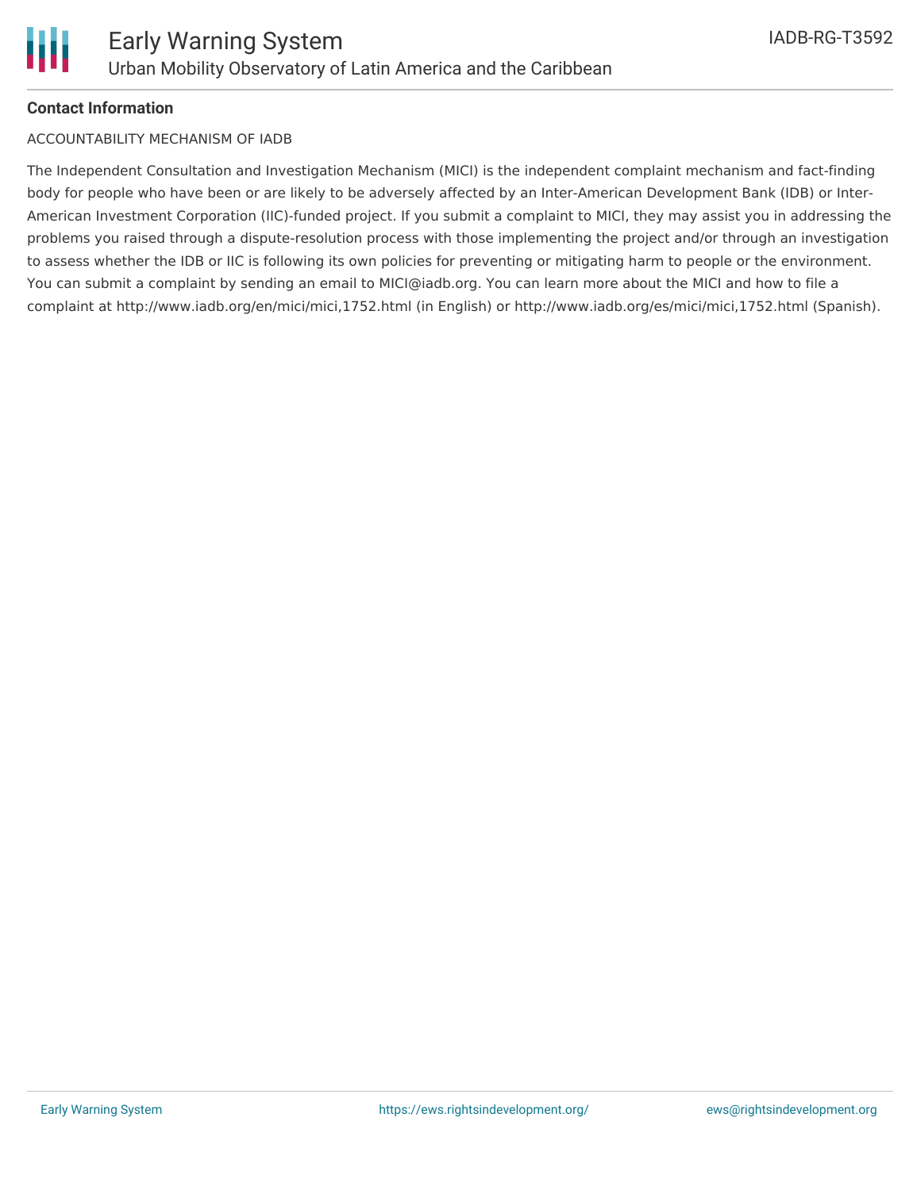**Contact Information**

ACCOUNTABILITY MECHANISM OF IADB

The Independent Consultation and Investigation Mechanism (MICI) is the independent complaint mechanism and fact-finding body for people who have been or are likely to be adversely affected by an Inter-American Development Bank (IDB) or Inter-American Investment Corporation (IIC)-funded project. If you submit a complaint to MICI, they may assist you in addressing the problems you raised through a dispute-resolution process with those implementing the project and/or through an investigation to assess whether the IDB or IIC is following its own policies for preventing or mitigating harm to people or the environment. You can submit a complaint by sending an email to MICI@iadb.org. You can learn more about the MICI and how to file a complaint at http://www.iadb.org/en/mici/mici,1752.html (in English) or http://www.iadb.org/es/mici/mici,1752.html (Spanish).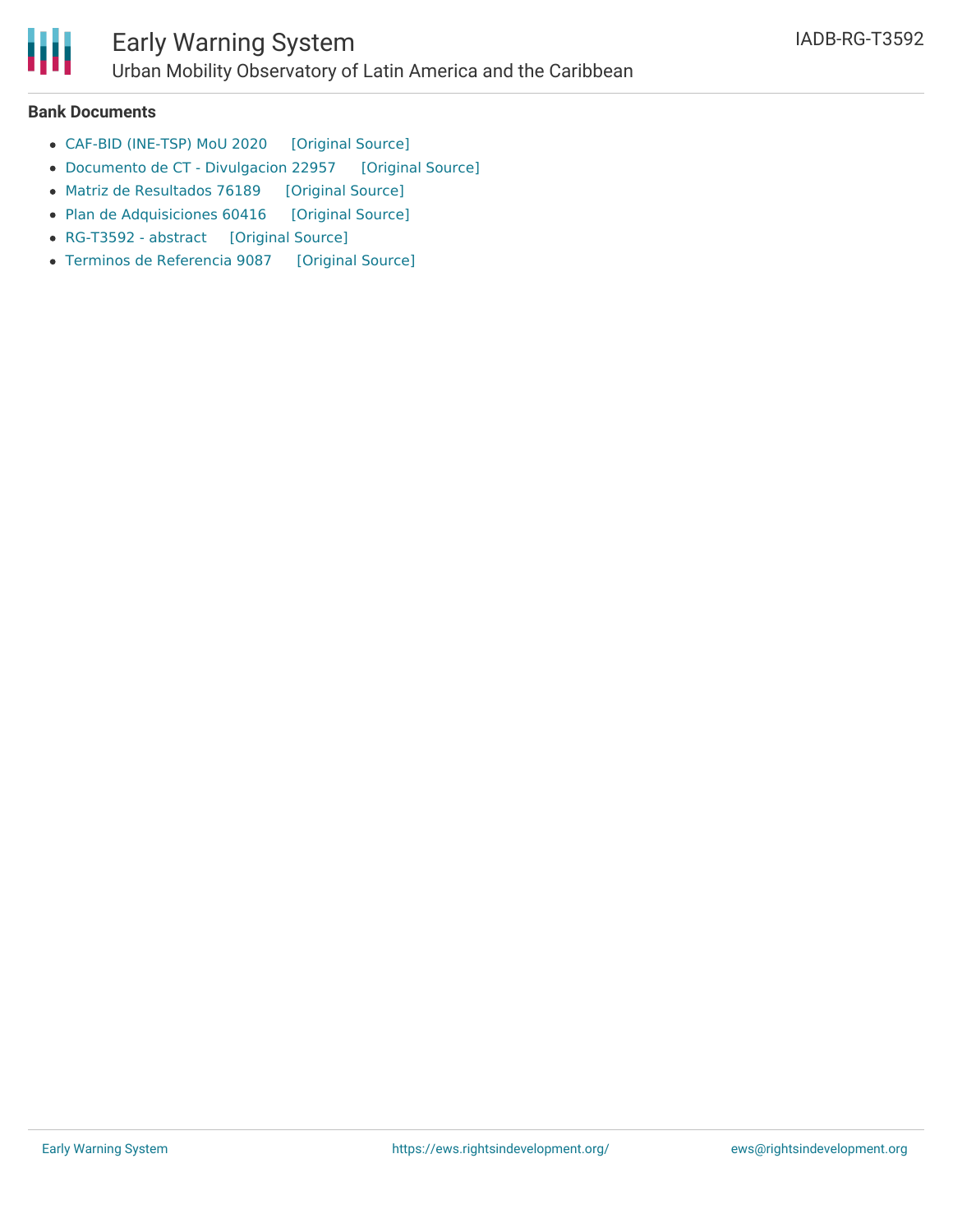**Bank Documents**

- CAF-BID (INE-TSP) MoU 2020 [Original Source]
- Documento de CT - Divulgacion 22957 [Original Source]
- Matriz de Resultados 76189 [Original Source]
- Plan de Adquisiciones 60416 [Original Source]
- RG-T3592 - abstract [Original Source]
- Terminos de Referencia 9087 [Original Source]